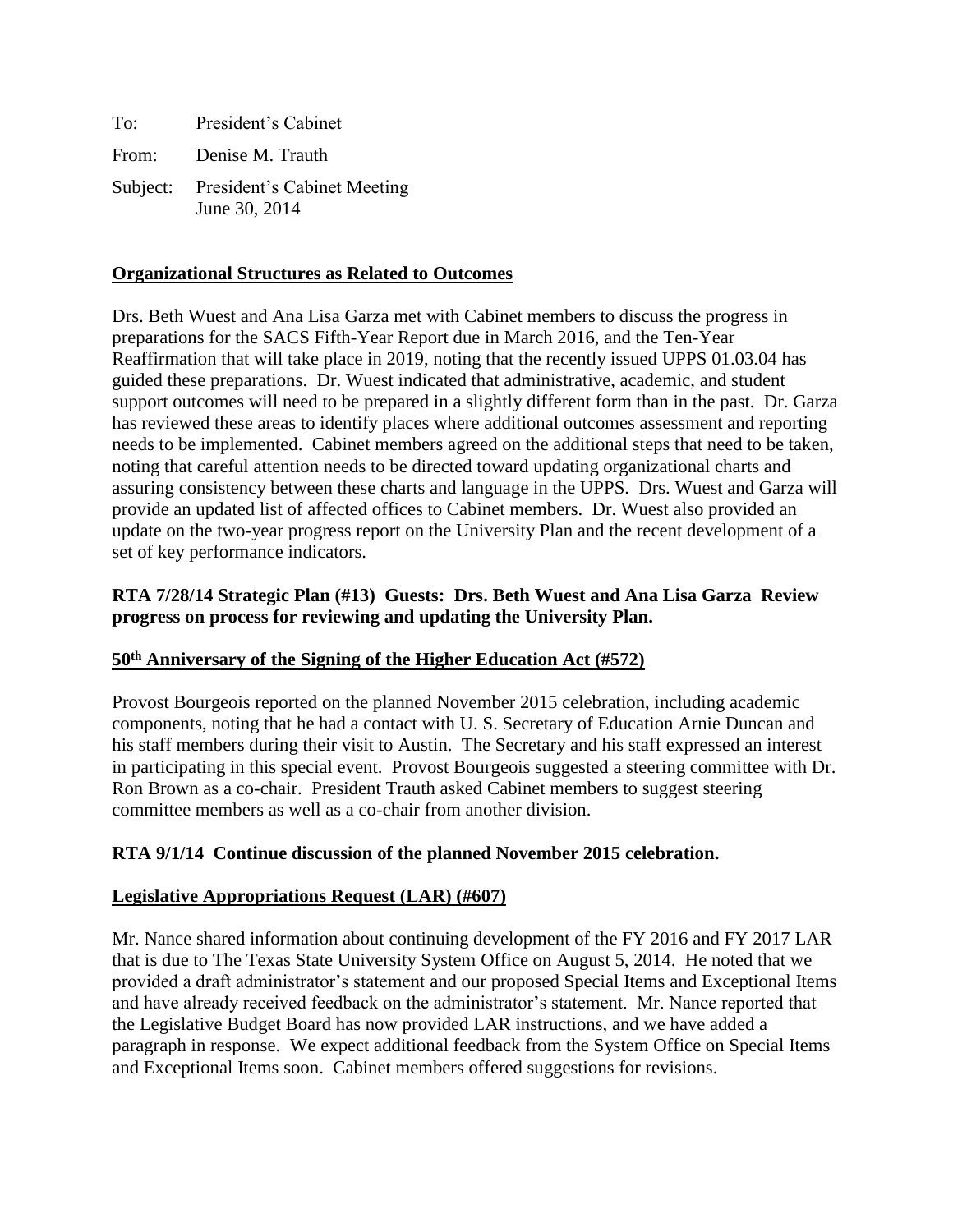To: President's Cabinet

From: Denise M. Trauth

Subject: President's Cabinet Meeting
June 30, 2014

**Organizational Structures as Related to Outcomes**

Drs. Beth Wuest and Ana Lisa Garza met with Cabinet members to discuss the progress in preparations for the SACS Fifth-Year Report due in March 2016, and the Ten-Year Reaffirmation that will take place in 2019, noting that the recently issued UPPS 01.03.04 has guided these preparations. Dr. Wuest indicated that administrative, academic, and student support outcomes will need to be prepared in a slightly different form than in the past. Dr. Garza has reviewed these areas to identify places where additional outcomes assessment and reporting needs to be implemented. Cabinet members agreed on the additional steps that need to be taken, noting that careful attention needs to be directed toward updating organizational charts and assuring consistency between these charts and language in the UPPS. Drs. Wuest and Garza will provide an updated list of affected offices to Cabinet members. Dr. Wuest also provided an update on the two-year progress report on the University Plan and the recent development of a set of key performance indicators.

**RTA 7/28/14 Strategic Plan (#13) Guests: Drs. Beth Wuest and Ana Lisa Garza Review progress on process for reviewing and updating the University Plan.**

**50th Anniversary of the Signing of the Higher Education Act (#572)**

Provost Bourgeois reported on the planned November 2015 celebration, including academic components, noting that he had a contact with U. S. Secretary of Education Arnie Duncan and his staff members during their visit to Austin. The Secretary and his staff expressed an interest in participating in this special event. Provost Bourgeois suggested a steering committee with Dr. Ron Brown as a co-chair. President Trauth asked Cabinet members to suggest steering committee members as well as a co-chair from another division.

**RTA 9/1/14 Continue discussion of the planned November 2015 celebration.**

**Legislative Appropriations Request (LAR) (#607)**

Mr. Nance shared information about continuing development of the FY 2016 and FY 2017 LAR that is due to The Texas State University System Office on August 5, 2014. He noted that we provided a draft administrator's statement and our proposed Special Items and Exceptional Items and have already received feedback on the administrator's statement. Mr. Nance reported that the Legislative Budget Board has now provided LAR instructions, and we have added a paragraph in response. We expect additional feedback from the System Office on Special Items and Exceptional Items soon. Cabinet members offered suggestions for revisions.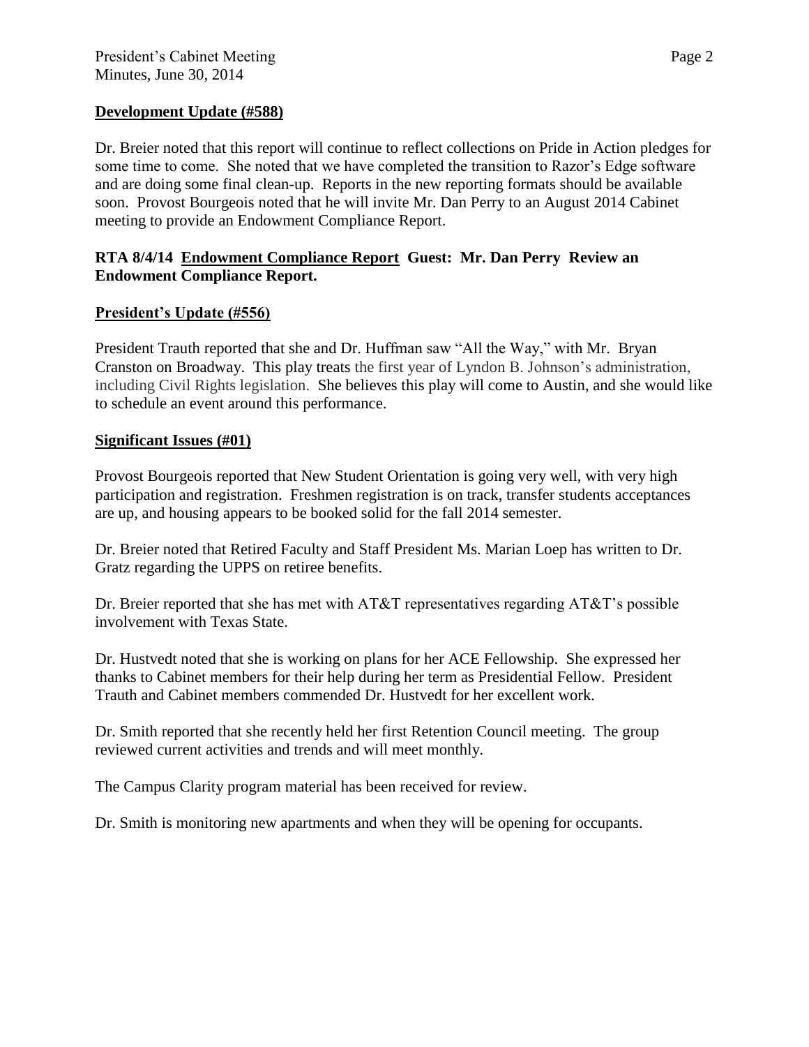**Development Update (#588)**

Dr. Breier noted that this report will continue to reflect collections on Pride in Action pledges for some time to come. She noted that we have completed the transition to Razor's Edge software and are doing some final clean-up. Reports in the new reporting formats should be available soon. Provost Bourgeois noted that he will invite Mr. Dan Perry to an August 2014 Cabinet meeting to provide an Endowment Compliance Report.

**RTA 8/4/14 Endowment Compliance Report Guest: Mr. Dan Perry Review an Endowment Compliance Report.**

**President's Update (#556)**

President Trauth reported that she and Dr. Huffman saw "All the Way," with Mr. Bryan Cranston on Broadway. This play treats the first year of Lyndon B. Johnson's administration, including Civil Rights legislation. She believes this play will come to Austin, and she would like to schedule an event around this performance.

**Significant Issues (#01)**

Provost Bourgeois reported that New Student Orientation is going very well, with very high participation and registration. Freshmen registration is on track, transfer students acceptances are up, and housing appears to be booked solid for the fall 2014 semester.

Dr. Breier noted that Retired Faculty and Staff President Ms. Marian Loep has written to Dr. Gratz regarding the UPPS on retiree benefits.

Dr. Breier reported that she has met with AT&T representatives regarding AT&T's possible involvement with Texas State.

Dr. Hustvedt noted that she is working on plans for her ACE Fellowship. She expressed her thanks to Cabinet members for their help during her term as Presidential Fellow. President Trauth and Cabinet members commended Dr. Hustvedt for her excellent work.

Dr. Smith reported that she recently held her first Retention Council meeting. The group reviewed current activities and trends and will meet monthly.

The Campus Clarity program material has been received for review.

Dr. Smith is monitoring new apartments and when they will be opening for occupants.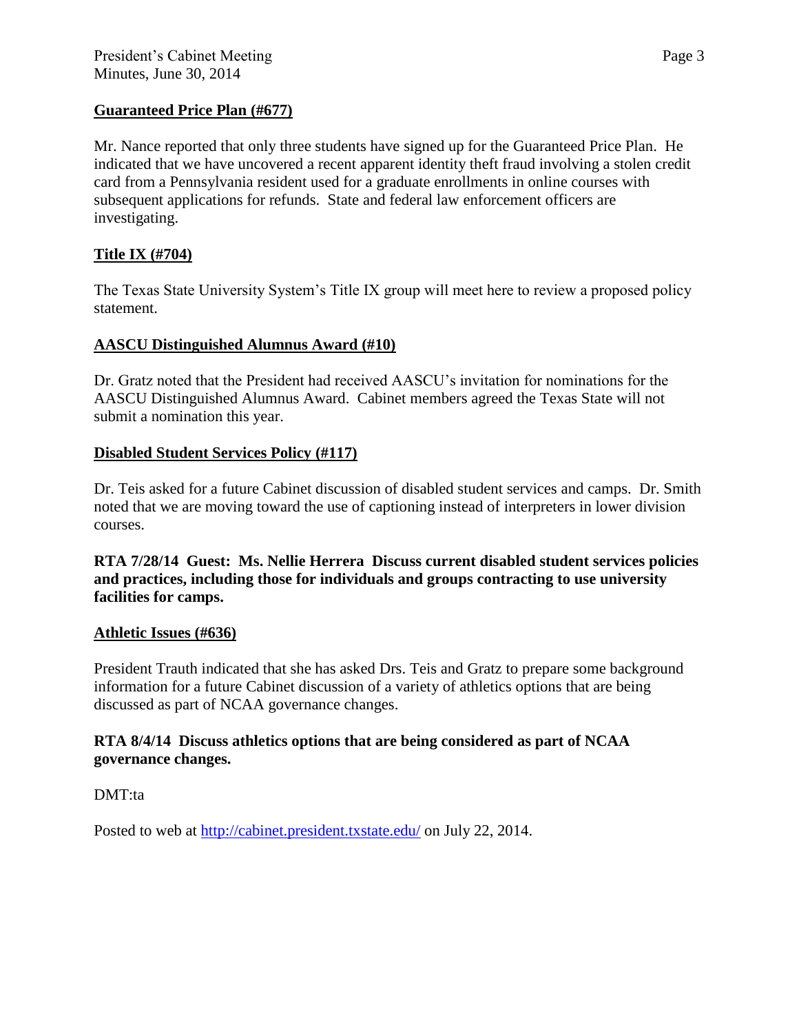## Guaranteed Price Plan (#677)

Mr. Nance reported that only three students have signed up for the Guaranteed Price Plan. He indicated that we have uncovered a recent apparent identity theft fraud involving a stolen credit card from a Pennsylvania resident used for a graduate enrollments in online courses with subsequent applications for refunds. State and federal law enforcement officers are investigating.

## Title IX (#704)

The Texas State University System's Title IX group will meet here to review a proposed policy statement.

## AASCU Distinguished Alumnus Award (#10)

Dr. Gratz noted that the President had received AASCU's invitation for nominations for the AASCU Distinguished Alumnus Award. Cabinet members agreed the Texas State will not submit a nomination this year.

## Disabled Student Services Policy (#117)

Dr. Teis asked for a future Cabinet discussion of disabled student services and camps. Dr. Smith noted that we are moving toward the use of captioning instead of interpreters in lower division courses.

**RTA 7/28/14 Guest: Ms. Nellie Herrera Discuss current disabled student services policies and practices, including those for individuals and groups contracting to use university facilities for camps.**

## Athletic Issues (#636)

President Trauth indicated that she has asked Drs. Teis and Gratz to prepare some background information for a future Cabinet discussion of a variety of athletics options that are being discussed as part of NCAA governance changes.

**RTA 8/4/14 Discuss athletics options that are being considered as part of NCAA governance changes.**

DMT:ta

Posted to web at http://cabinet.president.txstate.edu/ on July 22, 2014.